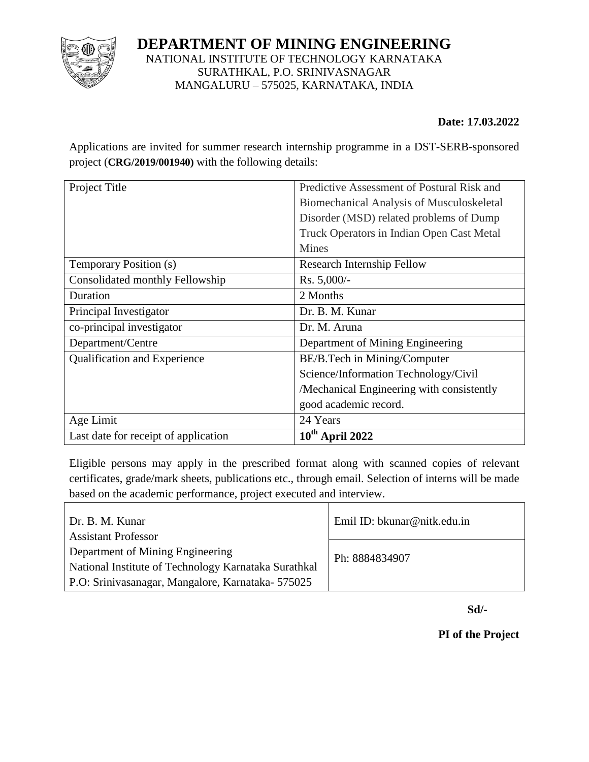# DEPARTMENT OF MINING ENGINEERING

NATIONAL INSTITUTE OF TECHNOLOGY KARNATAKA
SURATHKAL, P.O. SRINIVASNAGAR
MANGALURU – 575025, KARNATAKA, INDIA

**Date: 17.03.2022**

Applications are invited for summer research internship programme in a DST-SERB-sponsored project (**CRG/2019/001940)** with the following details:

| | |
|---|---|
| Project Title | Predictive Assessment of Postural Risk and Biomechanical Analysis of Musculoskeletal Disorder (MSD) related problems of Dump Truck Operators in Indian Open Cast Metal Mines |
| Temporary Position (s) | Research Internship Fellow |
| Consolidated monthly Fellowship | Rs. 5,000/- |
| Duration | 2 Months |
| Principal Investigator | Dr. B. M. Kunar |
| co-principal investigator | Dr. M. Aruna |
| Department/Centre | Department of Mining Engineering |
| Qualification and Experience | BE/B.Tech in Mining/Computer Science/Information Technology/Civil /Mechanical Engineering with consistently good academic record. |
| Age Limit | 24 Years |
| Last date for receipt of application | **10th April 2022** |

Eligible persons may apply in the prescribed format along with scanned copies of relevant certificates, grade/mark sheets, publications etc., through email. Selection of interns will be made based on the academic performance, project executed and interview.

| | |
|---|---|
| Dr. B. M. Kunar<br>Assistant Professor<br>Department of Mining Engineering<br>National Institute of Technology Karnataka Surathkal<br>P.O: Srinivasanagar, Mangalore, Karnataka- 575025 | Emil ID: bkunar@nitk.edu.in<br>Ph: 8884834907 |

**Sd/-**

**PI of the Project**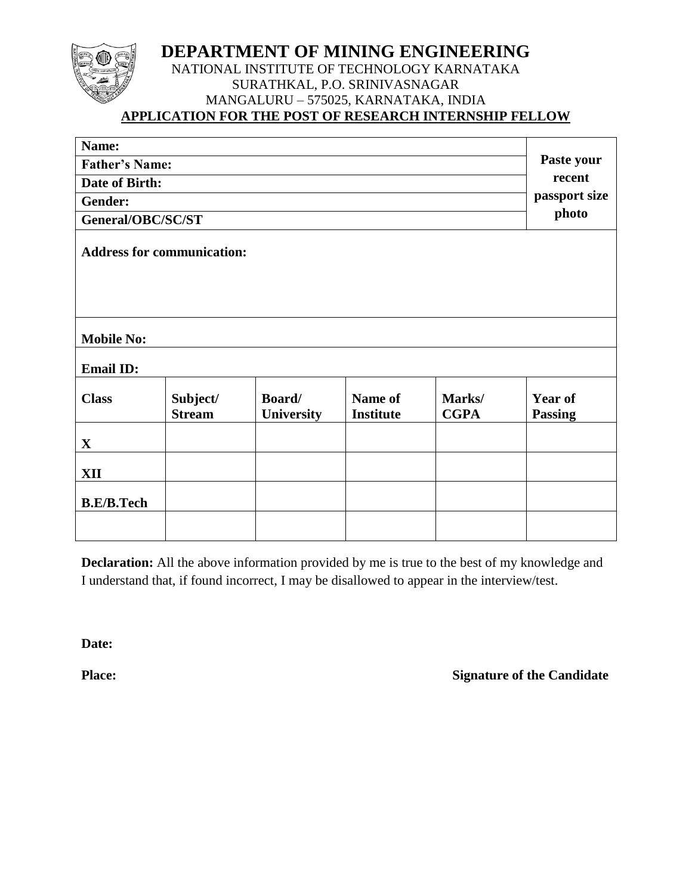# DEPARTMENT OF MINING ENGINEERING

NATIONAL INSTITUTE OF TECHNOLOGY KARNATAKA
SURATHKAL, P.O. SRINIVASNAGAR
MANGALURU – 575025, KARNATAKA, INDIA

**APPLICATION FOR THE POST OF RESEARCH INTERNSHIP FELLOW**

| **Name:** | **Paste your recent passport size photo** |
| --- | --- |
| **Father's Name:** | |
| **Date of Birth:** | |
| **Gender:** | |
| **General/OBC/SC/ST** | |

**Address for communication:**

**Mobile No:**

**Email ID:**

| Class | Subject/ Stream | Board/ University | Name of Institute | Marks/ CGPA | Year of Passing |
| --- | --- | --- | --- | --- | --- |
| **X** | | | | | |
| **XII** | | | | | |
| **B.E/B.Tech** | | | | | |
| | | | | | |

**Declaration:** All the above information provided by me is true to the best of my knowledge and I understand that, if found incorrect, I may be disallowed to appear in the interview/test.

**Date:**

**Place:** **Signature of the Candidate**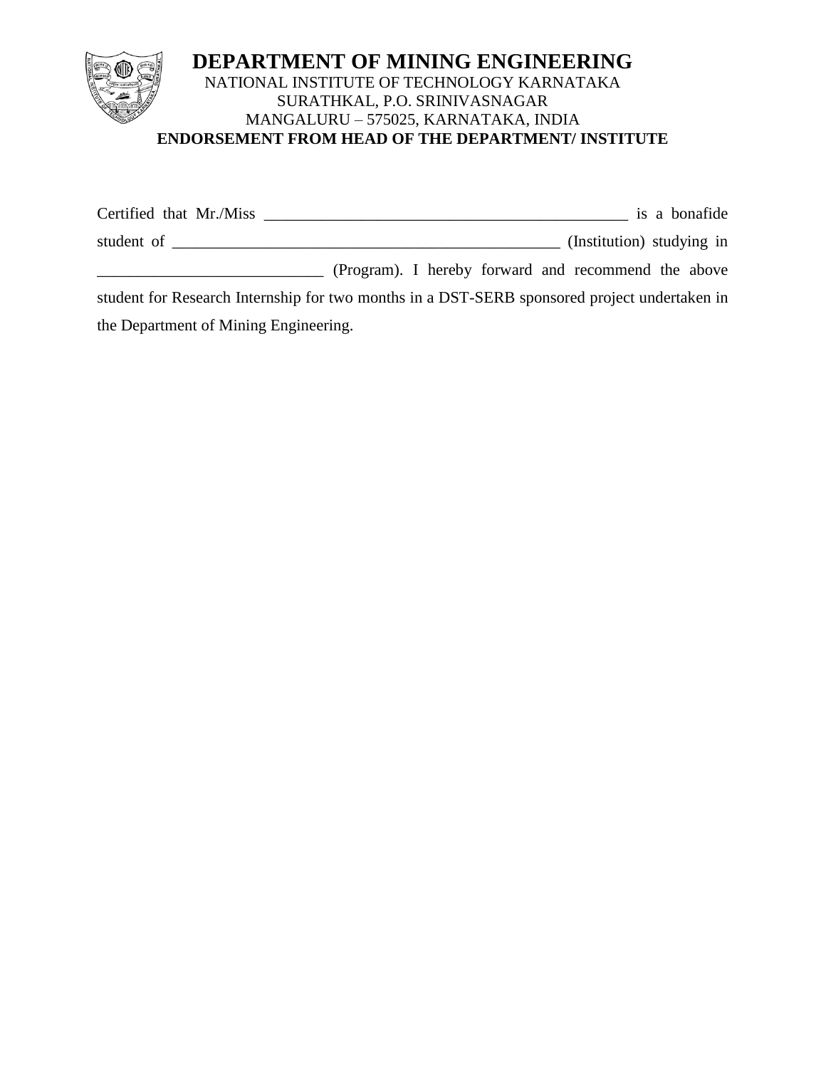# DEPARTMENT OF MINING ENGINEERING

NATIONAL INSTITUTE OF TECHNOLOGY KARNATAKA
SURATHKAL, P.O. SRINIVASNAGAR
MANGALURU – 575025, KARNATAKA, INDIA

**ENDORSEMENT FROM HEAD OF THE DEPARTMENT/ INSTITUTE**

Certified that Mr./Miss _______________________________________________ is a bonafide student of _________________________________________________ (Institution) studying in ____________________________ (Program). I hereby forward and recommend the above student for Research Internship for two months in a DST-SERB sponsored project undertaken in the Department of Mining Engineering.